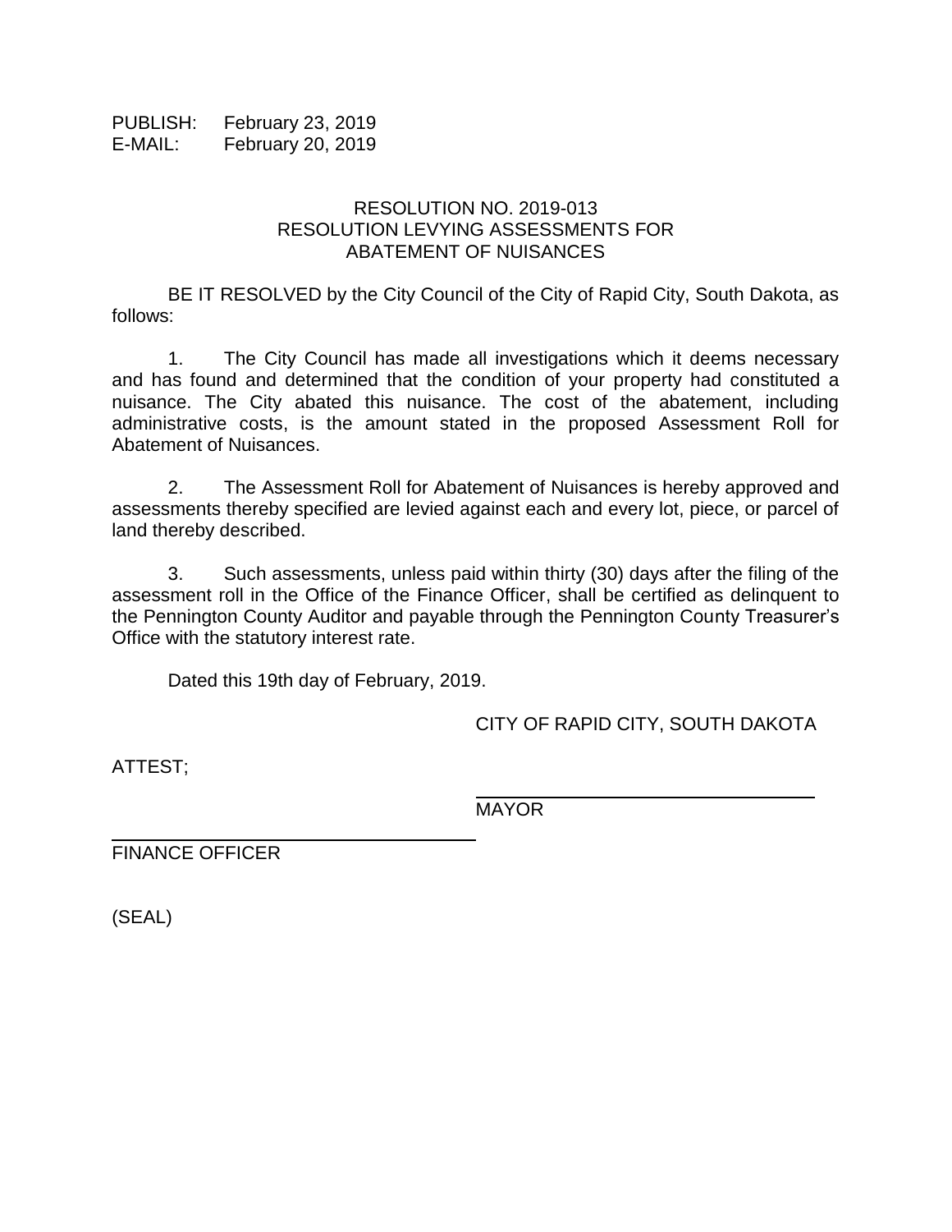PUBLISH: February 23, 2019
E-MAIL: February 20, 2019

# RESOLUTION NO. 2019-013
## RESOLUTION LEVYING ASSESSMENTS FOR ABATEMENT OF NUISANCES

BE IT RESOLVED by the City Council of the City of Rapid City, South Dakota, as follows:

1. The City Council has made all investigations which it deems necessary and has found and determined that the condition of your property had constituted a nuisance. The City abated this nuisance. The cost of the abatement, including administrative costs, is the amount stated in the proposed Assessment Roll for Abatement of Nuisances.

2. The Assessment Roll for Abatement of Nuisances is hereby approved and assessments thereby specified are levied against each and every lot, piece, or parcel of land thereby described.

3. Such assessments, unless paid within thirty (30) days after the filing of the assessment roll in the Office of the Finance Officer, shall be certified as delinquent to the Pennington County Auditor and payable through the Pennington County Treasurer's Office with the statutory interest rate.

Dated this 19th day of February, 2019.

CITY OF RAPID CITY, SOUTH DAKOTA

ATTEST;

\_\_\_\_\_\_\_\_\_\_\_\_\_\_\_\_\_\_\_\_\_\_\_\_\_\_\_\_\_\_
MAYOR

\_\_\_\_\_\_\_\_\_\_\_\_\_\_\_\_\_\_\_\_\_\_\_\_\_\_\_\_\_\_
FINANCE OFFICER

(SEAL)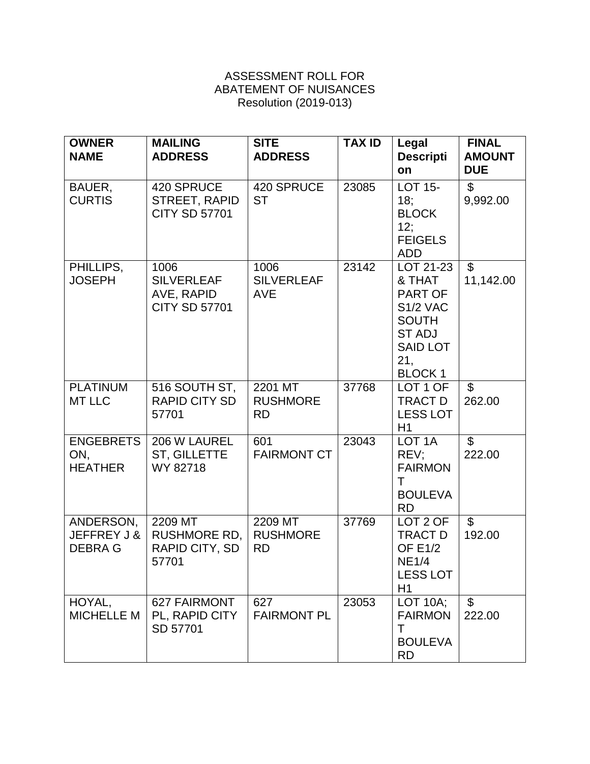ASSESSMENT ROLL FOR
ABATEMENT OF NUISANCES
Resolution (2019-013)

| OWNER NAME | MAILING ADDRESS | SITE ADDRESS | TAX ID | Legal Description | FINAL AMOUNT DUE |
|---|---|---|---|---|---|
| BAUER, CURTIS | 420 SPRUCE STREET, RAPID CITY SD 57701 | 420 SPRUCE ST | 23085 | LOT 15-18; BLOCK 12; FEIGELS ADD | $ 9,992.00 |
| PHILLIPS, JOSEPH | 1006 SILVERLEAF AVE, RAPID CITY SD 57701 | 1006 SILVERLEAF AVE | 23142 | LOT 21-23 & THAT PART OF S1/2 VAC SOUTH ST ADJ SAID LOT 21, BLOCK 1 | $ 11,142.00 |
| PLATINUM MT LLC | 516 SOUTH ST, RAPID CITY SD 57701 | 2201 MT RUSHMORE RD | 37768 | LOT 1 OF TRACT D LESS LOT H1 | $ 262.00 |
| ENGEBRETSON, HEATHER | 206 W LAUREL ST, GILLETTE WY 82718 | 601 FAIRMONT CT | 23043 | LOT 1A REV; FAIRMONT BOULEVARD | $ 222.00 |
| ANDERSON, JEFFREY J & DEBRA G | 2209 MT RUSHMORE RD, RAPID CITY, SD 57701 | 2209 MT RUSHMORE RD | 37769 | LOT 2 OF TRACT D OF E1/2 NE1/4 LESS LOT H1 | $ 192.00 |
| HOYAL, MICHELLE M | 627 FAIRMONT PL, RAPID CITY SD 57701 | 627 FAIRMONT PL | 23053 | LOT 10A; FAIRMONT BOULEVARD | $ 222.00 |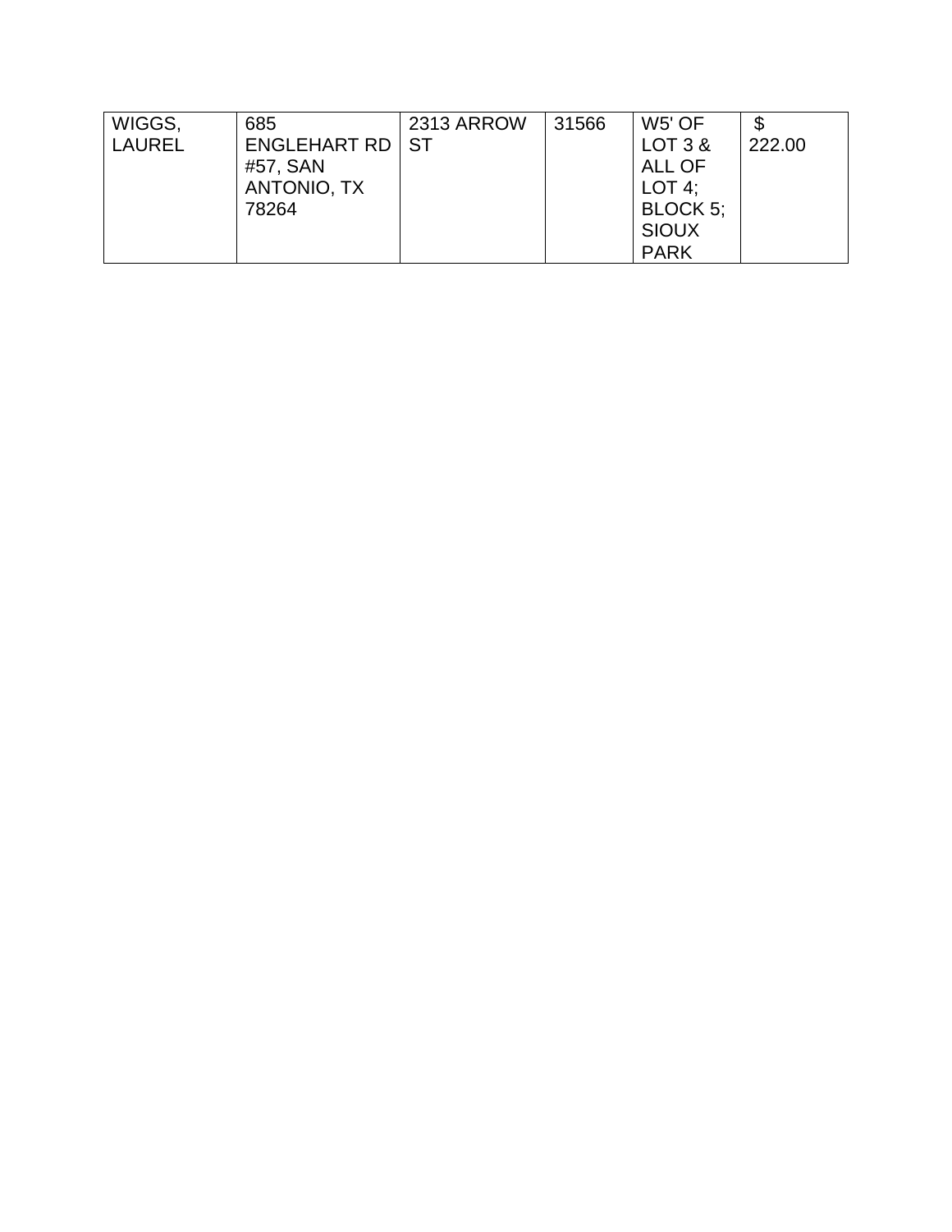| | | | | | |
|---|---|---|---|---|---|
| WIGGS, LAUREL | 685 ENGLEHART RD #57, SAN ANTONIO, TX 78264 | 2313 ARROW ST | 31566 | W5' OF LOT 3 & ALL OF LOT 4; BLOCK 5; SIOUX PARK | $ 222.00 |